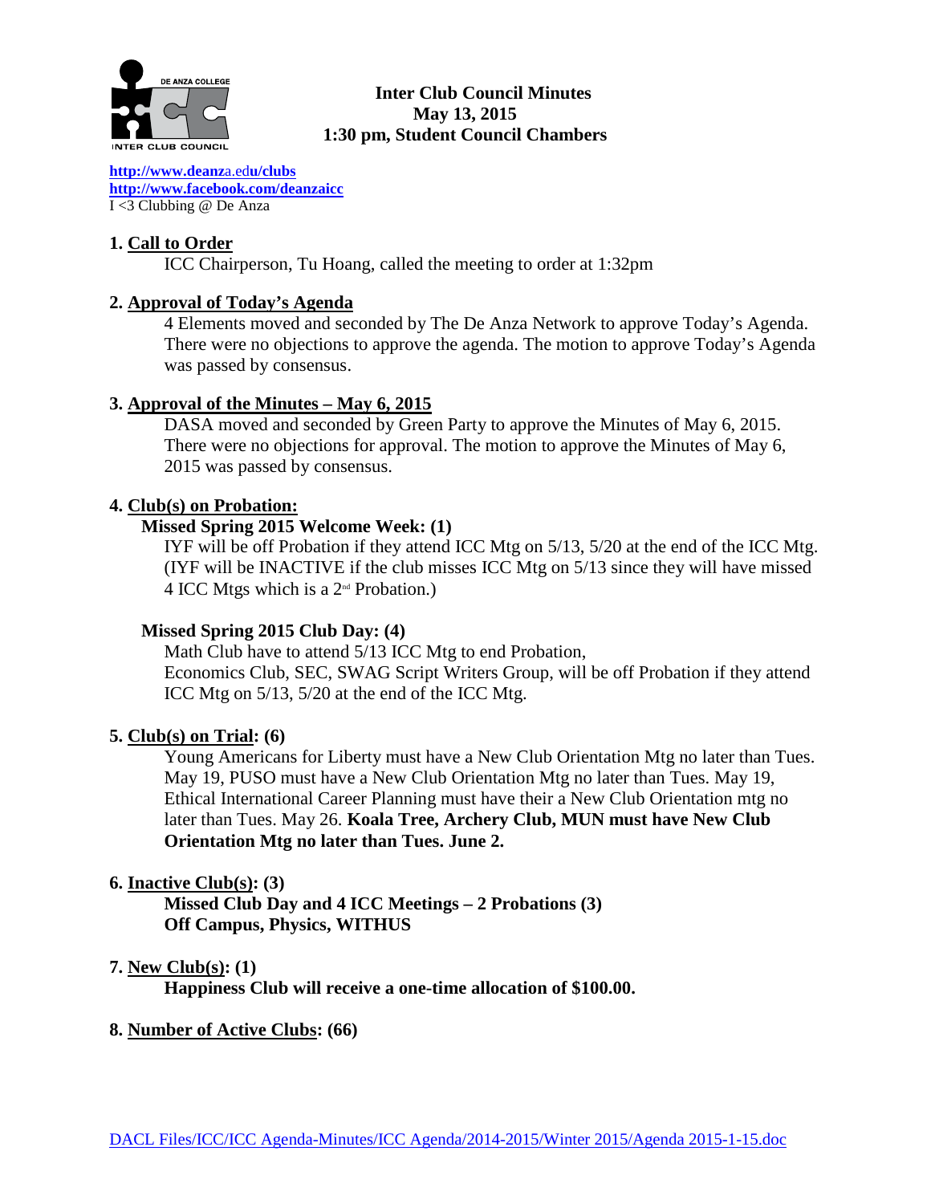# Inter Club Council Minutes
## May 13, 2015
## 1:30 pm, Student Council Chambers

http://www.deanza.edu/clubs
http://www.facebook.com/deanzaicc
I <3 Clubbing @ De Anza

**1. Call to Order**

ICC Chairperson, Tu Hoang, called the meeting to order at 1:32pm

**2. Approval of Today's Agenda**

4 Elements moved and seconded by The De Anza Network to approve Today's Agenda. There were no objections to approve the agenda. The motion to approve Today's Agenda was passed by consensus.

**3. Approval of the Minutes – May 6, 2015**

DASA moved and seconded by Green Party to approve the Minutes of May 6, 2015. There were no objections for approval. The motion to approve the Minutes of May 6, 2015 was passed by consensus.

**4. Club(s) on Probation:**

**Missed Spring 2015 Welcome Week: (1)**

IYF will be off Probation if they attend ICC Mtg on 5/13, 5/20 at the end of the ICC Mtg. (IYF will be INACTIVE if the club misses ICC Mtg on 5/13 since they will have missed 4 ICC Mtgs which is a 2nd Probation.)

**Missed Spring 2015 Club Day: (4)**

Math Club have to attend 5/13 ICC Mtg to end Probation,
Economics Club, SEC, SWAG Script Writers Group, will be off Probation if they attend ICC Mtg on 5/13, 5/20 at the end of the ICC Mtg.

**5. Club(s) on Trial: (6)**

Young Americans for Liberty must have a New Club Orientation Mtg no later than Tues. May 19, PUSO must have a New Club Orientation Mtg no later than Tues. May 19, Ethical International Career Planning must have their a New Club Orientation mtg no later than Tues. May 26. **Koala Tree, Archery Club, MUN must have New Club Orientation Mtg no later than Tues. June 2.**

**6. Inactive Club(s): (3)**

**Missed Club Day and 4 ICC Meetings – 2 Probations (3)**
**Off Campus, Physics, WITHUS**

**7. New Club(s): (1)**

**Happiness Club will receive a one-time allocation of $100.00.**

**8. Number of Active Clubs: (66)**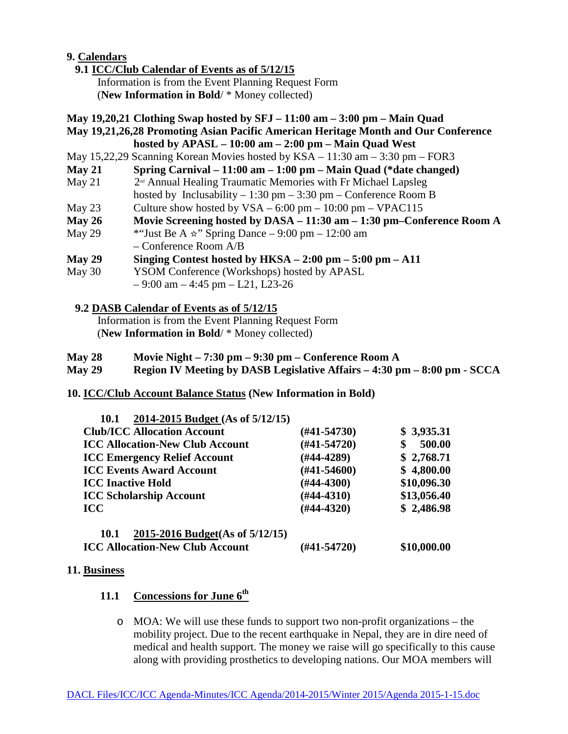## 9. Calendars

### 9.1 ICC/Club Calendar of Events as of 5/12/15

Information is from the Event Planning Request Form
(**New Information in Bold**/ * Money collected)

**May 19,20,21 Clothing Swap hosted by SFJ – 11:00 am – 3:00 pm – Main Quad**
**May 19,21,26,28 Promoting Asian Pacific American Heritage Month and Our Conference hosted by APASL – 10:00 am – 2:00 pm – Main Quad West**
May 15,22,29 Scanning Korean Movies hosted by KSA – 11:30 am – 3:30 pm – FOR3

**May 21** **Spring Carnival – 11:00 am – 1:00 pm – Main Quad (*date changed)**
May 21 2nd Annual Healing Traumatic Memories with Fr Michael Lapsleg hosted by Inclusability – 1:30 pm – 3:30 pm – Conference Room B
May 23 Culture show hosted by VSA – 6:00 pm – 10:00 pm – VPAC115
**May 26** **Movie Screening hosted by DASA – 11:30 am – 1:30 pm–Conference Room A**
May 29 *"Just Be A ☆" Spring Dance – 9:00 pm – 12:00 am – Conference Room A/B
**May 29** **Singing Contest hosted by HKSA – 2:00 pm – 5:00 pm – A11**
May 30 YSOM Conference (Workshops) hosted by APASL – 9:00 am – 4:45 pm – L21, L23-26

### 9.2 DASB Calendar of Events as of 5/12/15

Information is from the Event Planning Request Form
(**New Information in Bold**/ * Money collected)

**May 28** **Movie Night – 7:30 pm – 9:30 pm – Conference Room A**
**May 29** **Region IV Meeting by DASB Legislative Affairs – 4:30 pm – 8:00 pm - SCCA**

## 10. ICC/Club Account Balance Status (New Information in Bold)

**10.1 2014-2015 Budget (As of 5/12/15)**

| | | |
|---|---|---|
| **Club/ICC Allocation Account** | **(#41-54730)** | **$ 3,935.31** |
| **ICC Allocation-New Club Account** | **(#41-54720)** | **$ 500.00** |
| **ICC Emergency Relief Account** | **(#44-4289)** | **$ 2,768.71** |
| **ICC Events Award Account** | **(#41-54600)** | **$ 4,800.00** |
| **ICC Inactive Hold** | **(#44-4300)** | **$10,096.30** |
| **ICC Scholarship Account** | **(#44-4310)** | **$13,056.40** |
| **ICC** | **(#44-4320)** | **$ 2,486.98** |

**10.1 2015-2016 Budget(As of 5/12/15)**

| | | |
|---|---|---|
| **ICC Allocation-New Club Account** | **(#41-54720)** | **$10,000.00** |

## 11. Business

### 11.1 Concessions for June 6th

- MOA: We will use these funds to support two non-profit organizations – the mobility project. Due to the recent earthquake in Nepal, they are in dire need of medical and health support. The money we raise will go specifically to this cause along with providing prosthetics to developing nations. Our MOA members will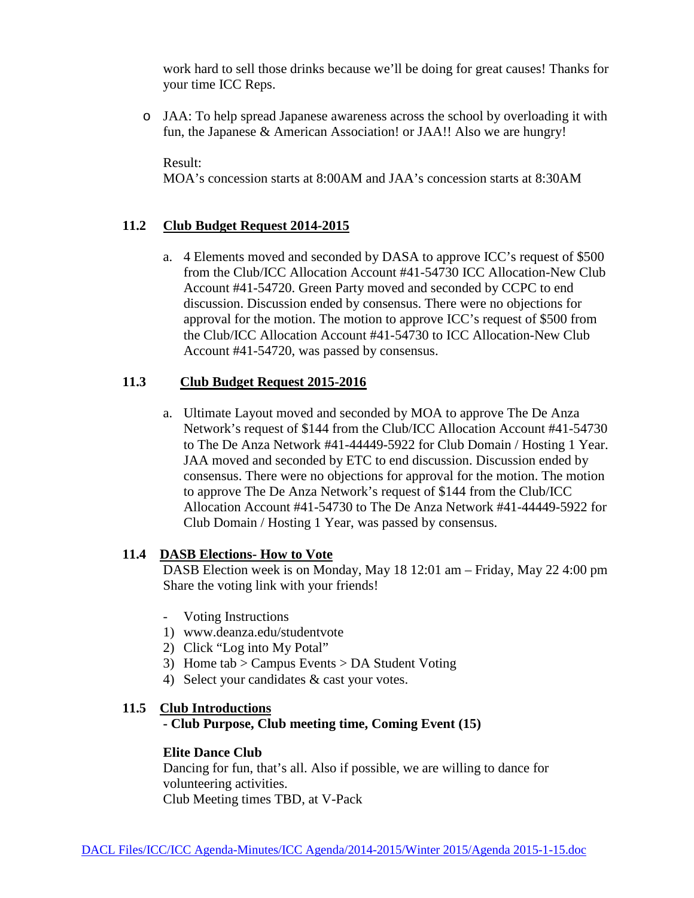work hard to sell those drinks because we'll be doing for great causes! Thanks for your time ICC Reps.

- JAA: To help spread Japanese awareness across the school by overloading it with fun, the Japanese & American Association! or JAA!! Also we are hungry!

  Result:
  MOA's concession starts at 8:00AM and JAA's concession starts at 8:30AM

### 11.2 Club Budget Request 2014-2015

a. 4 Elements moved and seconded by DASA to approve ICC's request of $500 from the Club/ICC Allocation Account #41-54730 ICC Allocation-New Club Account #41-54720. Green Party moved and seconded by CCPC to end discussion. Discussion ended by consensus. There were no objections for approval for the motion. The motion to approve ICC's request of $500 from the Club/ICC Allocation Account #41-54730 to ICC Allocation-New Club Account #41-54720, was passed by consensus.

### 11.3 Club Budget Request 2015-2016

a. Ultimate Layout moved and seconded by MOA to approve The De Anza Network's request of $144 from the Club/ICC Allocation Account #41-54730 to The De Anza Network #41-44449-5922 for Club Domain / Hosting 1 Year. JAA moved and seconded by ETC to end discussion. Discussion ended by consensus. There were no objections for approval for the motion. The motion to approve The De Anza Network's request of $144 from the Club/ICC Allocation Account #41-54730 to The De Anza Network #41-44449-5922 for Club Domain / Hosting 1 Year, was passed by consensus.

### 11.4 DASB Elections- How to Vote

DASB Election week is on Monday, May 18 12:01 am – Friday, May 22 4:00 pm
Share the voting link with your friends!

- Voting Instructions

1) www.deanza.edu/studentvote
2) Click "Log into My Potal"
3) Home tab > Campus Events > DA Student Voting
4) Select your candidates & cast your votes.

### 11.5 Club Introductions

**- Club Purpose, Club meeting time, Coming Event (15)**

**Elite Dance Club**
Dancing for fun, that's all. Also if possible, we are willing to dance for volunteering activities.
Club Meeting times TBD, at V-Pack

DACL Files/ICC/ICC Agenda-Minutes/ICC Agenda/2014-2015/Winter 2015/Agenda 2015-1-15.doc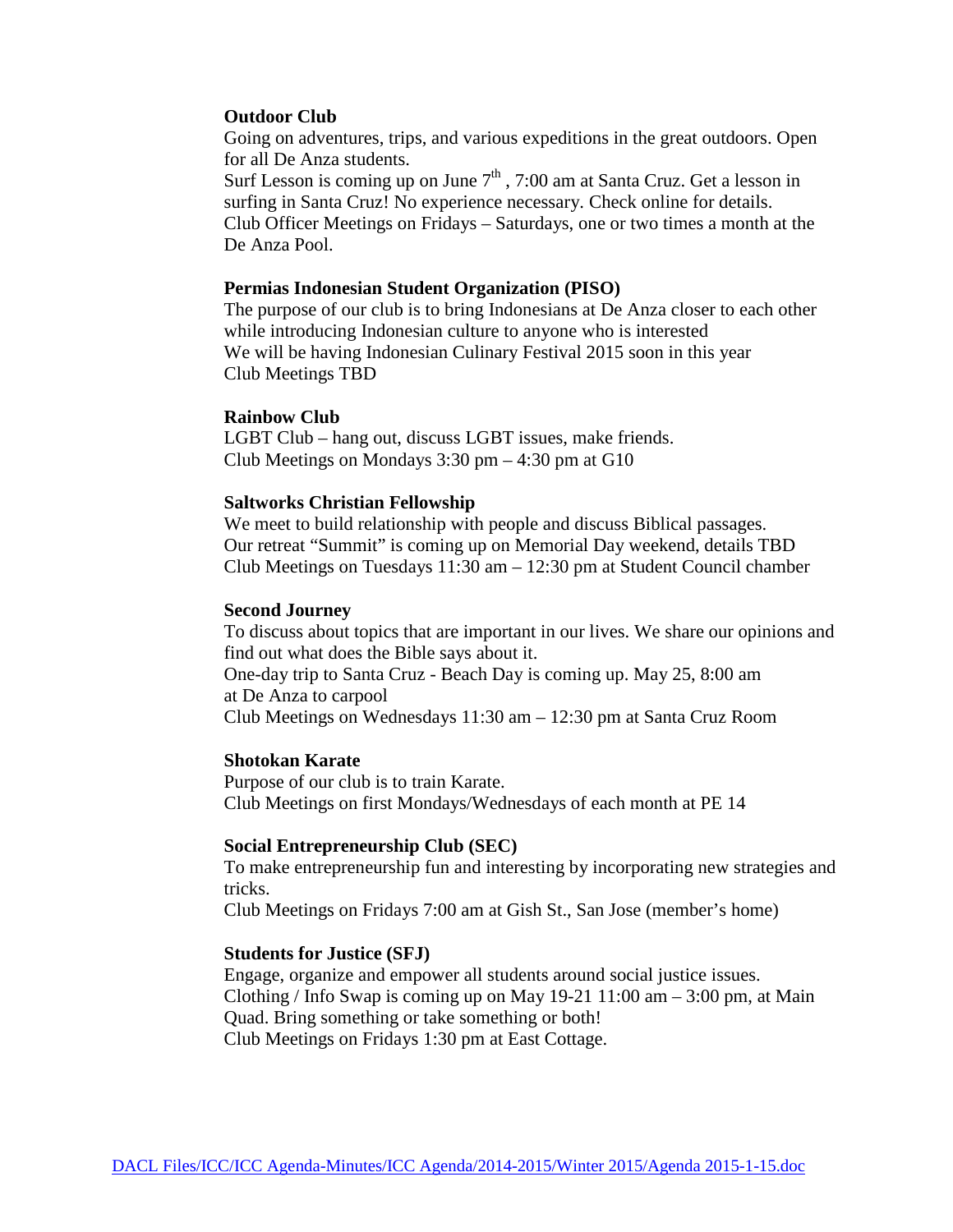**Outdoor Club**
Going on adventures, trips, and various expeditions in the great outdoors. Open for all De Anza students.
Surf Lesson is coming up on June 7th , 7:00 am at Santa Cruz. Get a lesson in surfing in Santa Cruz! No experience necessary. Check online for details.
Club Officer Meetings on Fridays – Saturdays, one or two times a month at the De Anza Pool.

**Permias Indonesian Student Organization (PISO)**
The purpose of our club is to bring Indonesians at De Anza closer to each other while introducing Indonesian culture to anyone who is interested
We will be having Indonesian Culinary Festival 2015 soon in this year
Club Meetings TBD

**Rainbow Club**
LGBT Club – hang out, discuss LGBT issues, make friends.
Club Meetings on Mondays 3:30 pm – 4:30 pm at G10

**Saltworks Christian Fellowship**
We meet to build relationship with people and discuss Biblical passages.
Our retreat "Summit" is coming up on Memorial Day weekend, details TBD
Club Meetings on Tuesdays 11:30 am – 12:30 pm at Student Council chamber

**Second Journey**
To discuss about topics that are important in our lives. We share our opinions and find out what does the Bible says about it.
One-day trip to Santa Cruz - Beach Day is coming up. May 25, 8:00 am at De Anza to carpool
Club Meetings on Wednesdays 11:30 am – 12:30 pm at Santa Cruz Room

**Shotokan Karate**
Purpose of our club is to train Karate.
Club Meetings on first Mondays/Wednesdays of each month at PE 14

**Social Entrepreneurship Club (SEC)**
To make entrepreneurship fun and interesting by incorporating new strategies and tricks.
Club Meetings on Fridays 7:00 am at Gish St., San Jose (member's home)

**Students for Justice (SFJ)**
Engage, organize and empower all students around social justice issues.
Clothing / Info Swap is coming up on May 19-21 11:00 am – 3:00 pm, at Main Quad. Bring something or take something or both!
Club Meetings on Fridays 1:30 pm at East Cottage.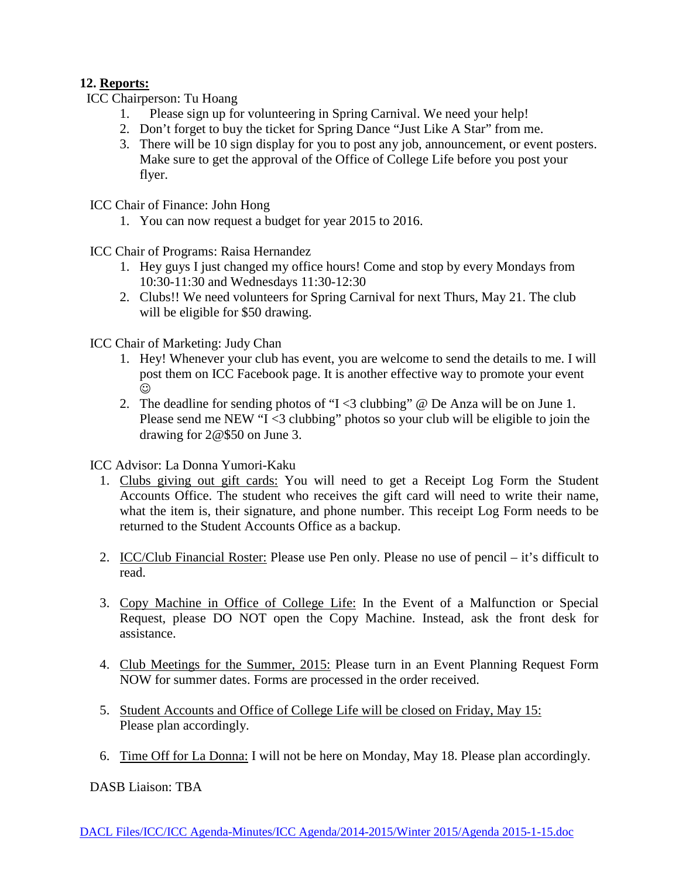**12. Reports:**

ICC Chairperson: Tu Hoang

1. Please sign up for volunteering in Spring Carnival. We need your help!
2. Don't forget to buy the ticket for Spring Dance "Just Like A Star" from me.
3. There will be 10 sign display for you to post any job, announcement, or event posters. Make sure to get the approval of the Office of College Life before you post your flyer.

ICC Chair of Finance: John Hong

1. You can now request a budget for year 2015 to 2016.

ICC Chair of Programs: Raisa Hernandez

1. Hey guys I just changed my office hours! Come and stop by every Mondays from 10:30-11:30 and Wednesdays 11:30-12:30
2. Clubs!! We need volunteers for Spring Carnival for next Thurs, May 21. The club will be eligible for $50 drawing.

ICC Chair of Marketing: Judy Chan

1. Hey! Whenever your club has event, you are welcome to send the details to me. I will post them on ICC Facebook page. It is another effective way to promote your event ☺
2. The deadline for sending photos of "I <3 clubbing" @ De Anza will be on June 1. Please send me NEW "I <3 clubbing" photos so your club will be eligible to join the drawing for 2@$50 on June 3.

ICC Advisor: La Donna Yumori-Kaku

1. Clubs giving out gift cards: You will need to get a Receipt Log Form the Student Accounts Office. The student who receives the gift card will need to write their name, what the item is, their signature, and phone number. This receipt Log Form needs to be returned to the Student Accounts Office as a backup.

2. ICC/Club Financial Roster: Please use Pen only. Please no use of pencil – it's difficult to read.

3. Copy Machine in Office of College Life: In the Event of a Malfunction or Special Request, please DO NOT open the Copy Machine. Instead, ask the front desk for assistance.

4. Club Meetings for the Summer, 2015: Please turn in an Event Planning Request Form NOW for summer dates. Forms are processed in the order received.

5. Student Accounts and Office of College Life will be closed on Friday, May 15: Please plan accordingly.

6. Time Off for La Donna: I will not be here on Monday, May 18. Please plan accordingly.

DASB Liaison: TBA

DACL Files/ICC/ICC Agenda-Minutes/ICC Agenda/2014-2015/Winter 2015/Agenda 2015-1-15.doc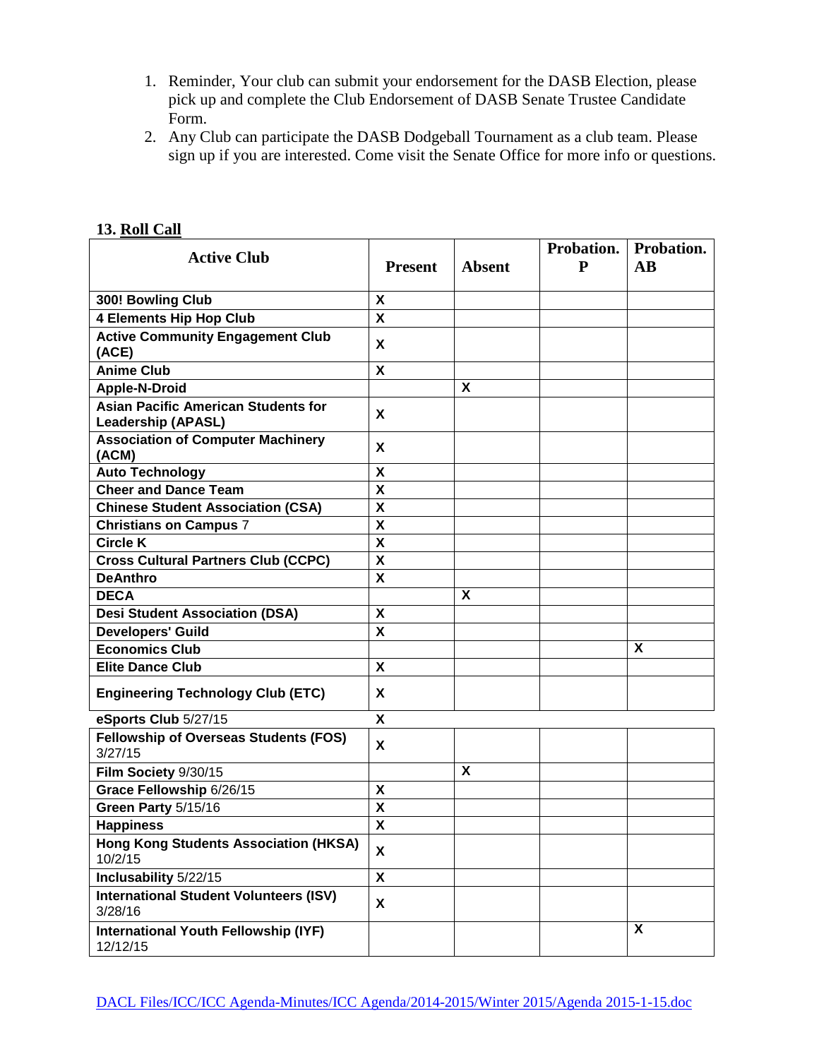1. Reminder, Your club can submit your endorsement for the DASB Election, please pick up and complete the Club Endorsement of DASB Senate Trustee Candidate Form.
2. Any Club can participate the DASB Dodgeball Tournament as a club team. Please sign up if you are interested. Come visit the Senate Office for more info or questions.

**13. Roll Call**

| Active Club | Present | Absent | Probation. P | Probation. AB |
|---|---|---|---|---|
| **300! Bowling Club** | X | | | |
| **4 Elements Hip Hop Club** | X | | | |
| **Active Community Engagement Club (ACE)** | X | | | |
| **Anime Club** | X | | | |
| **Apple-N-Droid** | | X | | |
| **Asian Pacific American Students for Leadership (APASL)** | X | | | |
| **Association of Computer Machinery (ACM)** | X | | | |
| **Auto Technology** | X | | | |
| **Cheer and Dance Team** | X | | | |
| **Chinese Student Association (CSA)** | X | | | |
| **Christians on Campus** 7 | X | | | |
| **Circle K** | X | | | |
| **Cross Cultural Partners Club (CCPC)** | X | | | |
| **DeAnthro** | X | | | |
| **DECA** | | X | | |
| **Desi Student Association (DSA)** | X | | | |
| **Developers' Guild** | X | | | |
| **Economics Club** | | | | X |
| **Elite Dance Club** | X | | | |
| **Engineering Technology Club (ETC)** | X | | | |
| **eSports Club** 5/27/15 | X | | | |
| **Fellowship of Overseas Students (FOS)** 3/27/15 | X | | | |
| **Film Society** 9/30/15 | | X | | |
| **Grace Fellowship** 6/26/15 | X | | | |
| **Green Party** 5/15/16 | X | | | |
| **Happiness** | X | | | |
| **Hong Kong Students Association (HKSA)** 10/2/15 | X | | | |
| **Inclusability** 5/22/15 | X | | | |
| **International Student Volunteers (ISV)** 3/28/16 | X | | | |
| **International Youth Fellowship (IYF)** 12/12/15 | | | | X |

DACL Files/ICC/ICC Agenda-Minutes/ICC Agenda/2014-2015/Winter 2015/Agenda 2015-1-15.doc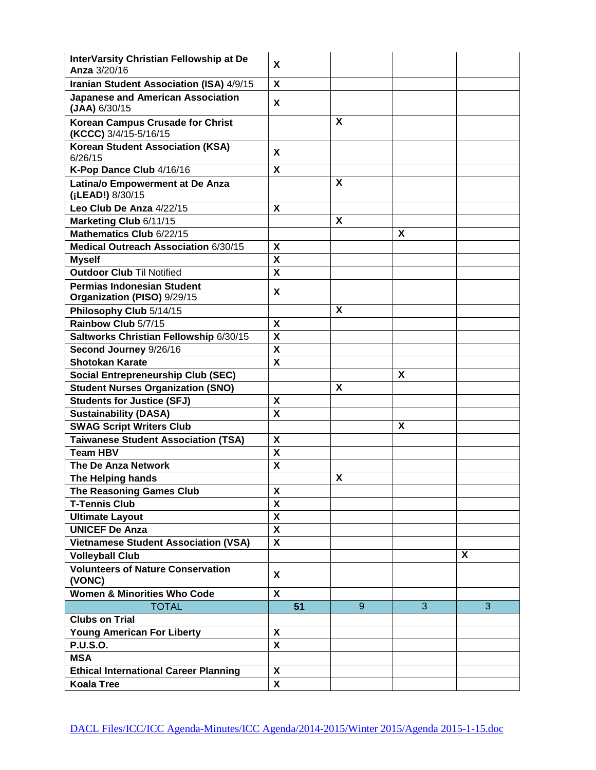| **InterVarsity Christian Fellowship at De Anza** 3/20/16 | **X** | | | |
|---|---|---|---|---|
| **Iranian Student Association (ISA)** 4/9/15 | **X** | | | |
| **Japanese and American Association (JAA)** 6/30/15 | **X** | | | |
| **Korean Campus Crusade for Christ (KCCC)** 3/4/15-5/16/15 | | **X** | | |
| **Korean Student Association (KSA)** 6/26/15 | **X** | | | |
| **K-Pop Dance Club** 4/16/16 | **X** | | | |
| **Latina/o Empowerment at De Anza (¡LEAD!)** 8/30/15 | | **X** | | |
| **Leo Club De Anza** 4/22/15 | **X** | | | |
| **Marketing Club** 6/11/15 | | **X** | | |
| **Mathematics Club** 6/22/15 | | | **X** | |
| **Medical Outreach Association** 6/30/15 | **X** | | | |
| **Myself** | **X** | | | |
| **Outdoor Club** Til Notified | **X** | | | |
| **Permias Indonesian Student Organization (PISO)** 9/29/15 | **X** | | | |
| **Philosophy Club** 5/14/15 | | **X** | | |
| **Rainbow Club** 5/7/15 | **X** | | | |
| **Saltworks Christian Fellowship** 6/30/15 | **X** | | | |
| **Second Journey** 9/26/16 | **X** | | | |
| **Shotokan Karate** | **X** | | | |
| **Social Entrepreneurship Club (SEC)** | | | **X** | |
| **Student Nurses Organization (SNO)** | | **X** | | |
| **Students for Justice (SFJ)** | **X** | | | |
| **Sustainability (DASA)** | **X** | | | |
| **SWAG Script Writers Club** | | | **X** | |
| **Taiwanese Student Association (TSA)** | **X** | | | |
| **Team HBV** | **X** | | | |
| **The De Anza Network** | **X** | | | |
| **The Helping hands** | | **X** | | |
| **The Reasoning Games Club** | **X** | | | |
| **T-Tennis Club** | **X** | | | |
| **Ultimate Layout** | **X** | | | |
| **UNICEF De Anza** | **X** | | | |
| **Vietnamese Student Association (VSA)** | **X** | | | |
| **Volleyball Club** | | | | **X** |
| **Volunteers of Nature Conservation (VONC)** | **X** | | | |
| **Women & Minorities Who Code** | **X** | | | |
| TOTAL | **51** | 9 | 3 | 3 |
| **Clubs on Trial** | | | | |
| **Young American For Liberty** | **X** | | | |
| **P.U.S.O.** | **X** | | | |
| **MSA** | | | | |
| **Ethical International Career Planning** | **X** | | | |
| **Koala Tree** | **X** | | | |

DACL Files/ICC/ICC Agenda-Minutes/ICC Agenda/2014-2015/Winter 2015/Agenda 2015-1-15.doc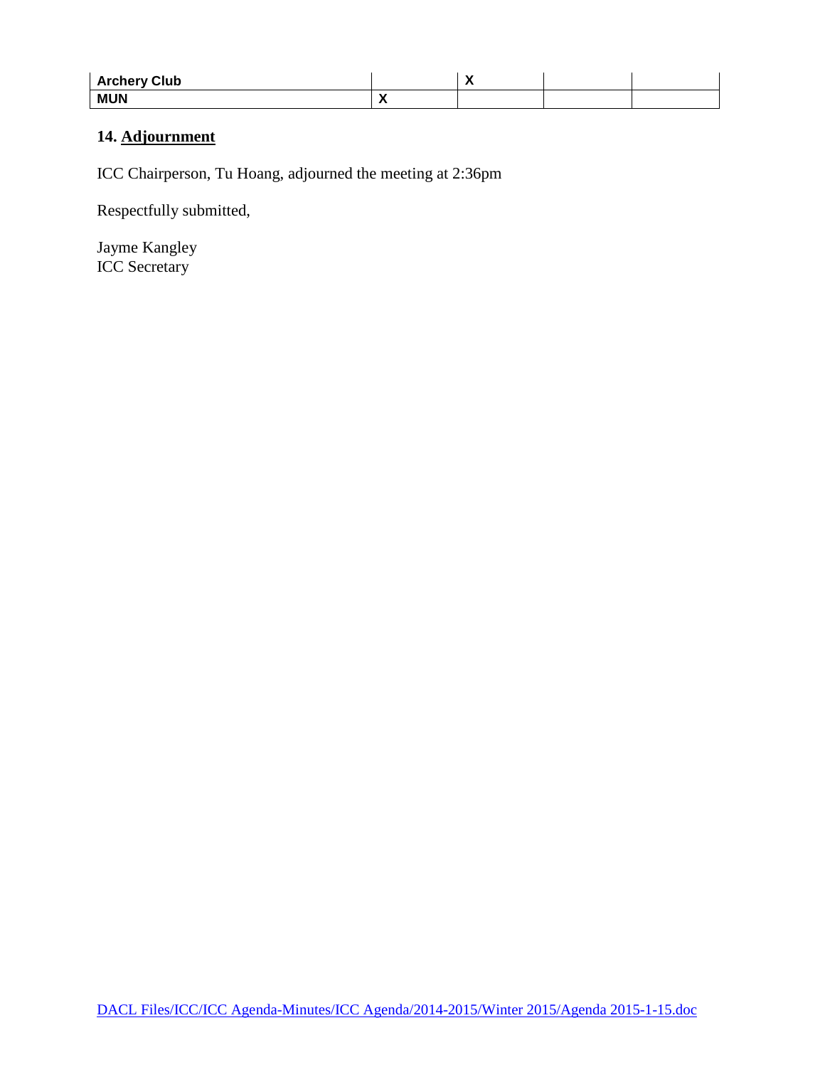| | | | | |
|---|---|---|---|---|
| **Archery Club** | | **X** | | |
| **MUN** | **X** | | | |

**14. Adjournment**

ICC Chairperson, Tu Hoang, adjourned the meeting at 2:36pm

Respectfully submitted,

Jayme Kangley
ICC Secretary

DACL Files/ICC/ICC Agenda-Minutes/ICC Agenda/2014-2015/Winter 2015/Agenda 2015-1-15.doc